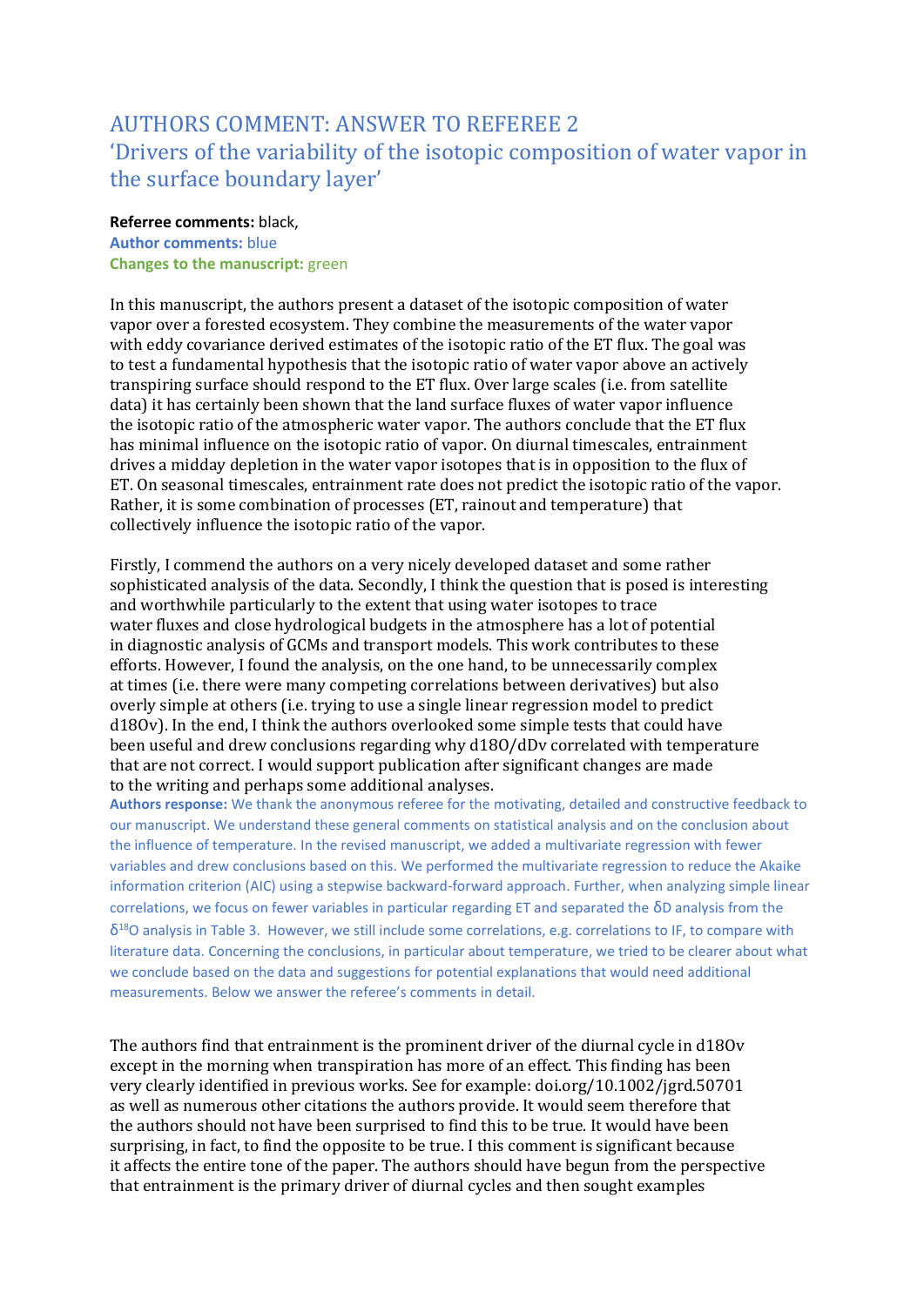# AUTHORS COMMENT: ANSWER TO REFEREE 2

## 'Drivers of the variability of the isotopic composition of water vapor in the surface boundary layer'

**Referee comments:** black,
**Author comments:** blue
**Changes to the manuscript:** green

In this manuscript, the authors present a dataset of the isotopic composition of water vapor over a forested ecosystem. They combine the measurements of the water vapor with eddy covariance derived estimates of the isotopic ratio of the ET flux. The goal was to test a fundamental hypothesis that the isotopic ratio of water vapor above an actively transpiring surface should respond to the ET flux. Over large scales (i.e. from satellite data) it has certainly been shown that the land surface fluxes of water vapor influence the isotopic ratio of the atmospheric water vapor. The authors conclude that the ET flux has minimal influence on the isotopic ratio of vapor. On diurnal timescales, entrainment drives a midday depletion in the water vapor isotopes that is in opposition to the flux of ET. On seasonal timescales, entrainment rate does not predict the isotopic ratio of the vapor. Rather, it is some combination of processes (ET, rainout and temperature) that collectively influence the isotopic ratio of the vapor.

Firstly, I commend the authors on a very nicely developed dataset and some rather sophisticated analysis of the data. Secondly, I think the question that is posed is interesting and worthwhile particularly to the extent that using water isotopes to trace water fluxes and close hydrological budgets in the atmosphere has a lot of potential in diagnostic analysis of GCMs and transport models. This work contributes to these efforts. However, I found the analysis, on the one hand, to be unnecessarily complex at times (i.e. there were many competing correlations between derivatives) but also overly simple at others (i.e. trying to use a single linear regression model to predict d18Ov). In the end, I think the authors overlooked some simple tests that could have been useful and drew conclusions regarding why d18O/dDv correlated with temperature that are not correct. I would support publication after significant changes are made to the writing and perhaps some additional analyses.

**Authors response:** We thank the anonymous referee for the motivating, detailed and constructive feedback to our manuscript. We understand these general comments on statistical analysis and on the conclusion about the influence of temperature. In the revised manuscript, we added a multivariate regression with fewer variables and drew conclusions based on this. We performed the multivariate regression to reduce the Akaike information criterion (AIC) using a stepwise backward-forward approach. Further, when analyzing simple linear correlations, we focus on fewer variables in particular regarding ET and separated the $\delta$D analysis from the $\delta^{18}$O analysis in Table 3. However, we still include some correlations, e.g. correlations to IF, to compare with literature data. Concerning the conclusions, in particular about temperature, we tried to be clearer about what we conclude based on the data and suggestions for potential explanations that would need additional measurements. Below we answer the referee's comments in detail.

The authors find that entrainment is the prominent driver of the diurnal cycle in d18Ov except in the morning when transpiration has more of an effect. This finding has been very clearly identified in previous works. See for example: doi.org/10.1002/jgrd.50701 as well as numerous other citations the authors provide. It would seem therefore that the authors should not have been surprised to find this to be true. It would have been surprising, in fact, to find the opposite to be true. I this comment is significant because it affects the entire tone of the paper. The authors should have begun from the perspective that entrainment is the primary driver of diurnal cycles and then sought examples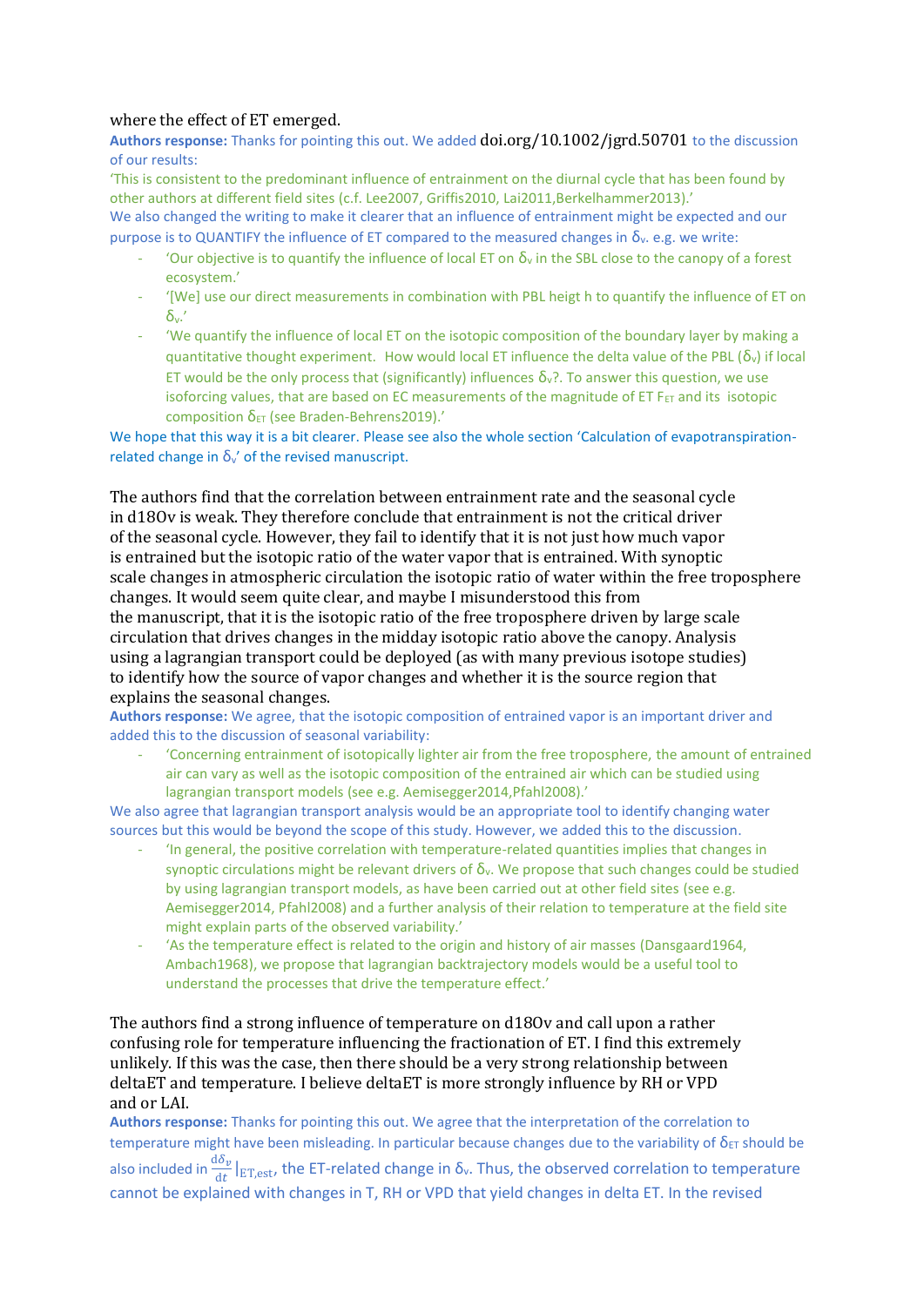where the effect of ET emerged.

**Authors response:** Thanks for pointing this out. We added doi.org/10.1002/jgrd.50701 to the discussion of our results:

'This is consistent to the predominant influence of entrainment on the diurnal cycle that has been found by other authors at different field sites (c.f. Lee2007, Griffis2010, Lai2011,Berkelhammer2013).'

We also changed the writing to make it clearer that an influence of entrainment might be expected and our purpose is to QUANTIFY the influence of ET compared to the measured changes in $\delta_v$. e.g. we write:

- 'Our objective is to quantify the influence of local ET on $\delta_v$ in the SBL close to the canopy of a forest ecosystem.'
- '[We] use our direct measurements in combination with PBL heigt h to quantify the influence of ET on $\delta_v$.'
- 'We quantify the influence of local ET on the isotopic composition of the boundary layer by making a quantitative thought experiment. How would local ET influence the delta value of the PBL ($\delta_v$) if local ET would be the only process that (significantly) influences $\delta_v$?. To answer this question, we use isoforcing values, that are based on EC measurements of the magnitude of ET $F_{ET}$ and its isotopic composition $\delta_{ET}$ (see Braden-Behrens2019).'

We hope that this way it is a bit clearer. Please see also the whole section 'Calculation of evapotranspiration-related change in $\delta_v$' of the revised manuscript.

The authors find that the correlation between entrainment rate and the seasonal cycle in d18Ov is weak. They therefore conclude that entrainment is not the critical driver of the seasonal cycle. However, they fail to identify that it is not just how much vapor is entrained but the isotopic ratio of the water vapor that is entrained. With synoptic scale changes in atmospheric circulation the isotopic ratio of water within the free troposphere changes. It would seem quite clear, and maybe I misunderstood this from the manuscript, that it is the isotopic ratio of the free troposphere driven by large scale circulation that drives changes in the midday isotopic ratio above the canopy. Analysis using a lagrangian transport could be deployed (as with many previous isotope studies) to identify how the source of vapor changes and whether it is the source region that explains the seasonal changes.

**Authors response:** We agree, that the isotopic composition of entrained vapor is an important driver and added this to the discussion of seasonal variability:

- 'Concerning entrainment of isotopically lighter air from the free troposphere, the amount of entrained air can vary as well as the isotopic composition of the entrained air which can be studied using lagrangian transport models (see e.g. Aemisegger2014,Pfahl2008).'

We also agree that lagrangian transport analysis would be an appropriate tool to identify changing water sources but this would be beyond the scope of this study. However, we added this to the discussion.

- 'In general, the positive correlation with temperature-related quantities implies that changes in synoptic circulations might be relevant drivers of $\delta_v$. We propose that such changes could be studied by using lagrangian transport models, as have been carried out at other field sites (see e.g. Aemisegger2014, Pfahl2008) and a further analysis of their relation to temperature at the field site might explain parts of the observed variability.'
- 'As the temperature effect is related to the origin and history of air masses (Dansgaard1964, Ambach1968), we propose that lagrangian backtrajectory models would be a useful tool to understand the processes that drive the temperature effect.'

The authors find a strong influence of temperature on d18Ov and call upon a rather confusing role for temperature influencing the fractionation of ET. I find this extremely unlikely. If this was the case, then there should be a very strong relationship between deltaET and temperature. I believe deltaET is more strongly influence by RH or VPD and or LAI.

**Authors response:** Thanks for pointing this out. We agree that the interpretation of the correlation to temperature might have been misleading. In particular because changes due to the variability of $\delta_{ET}$ should be also included in $\frac{d\delta_v}{dt}|_{ET,est}$, the ET-related change in $\delta_v$. Thus, the observed correlation to temperature cannot be explained with changes in T, RH or VPD that yield changes in delta ET. In the revised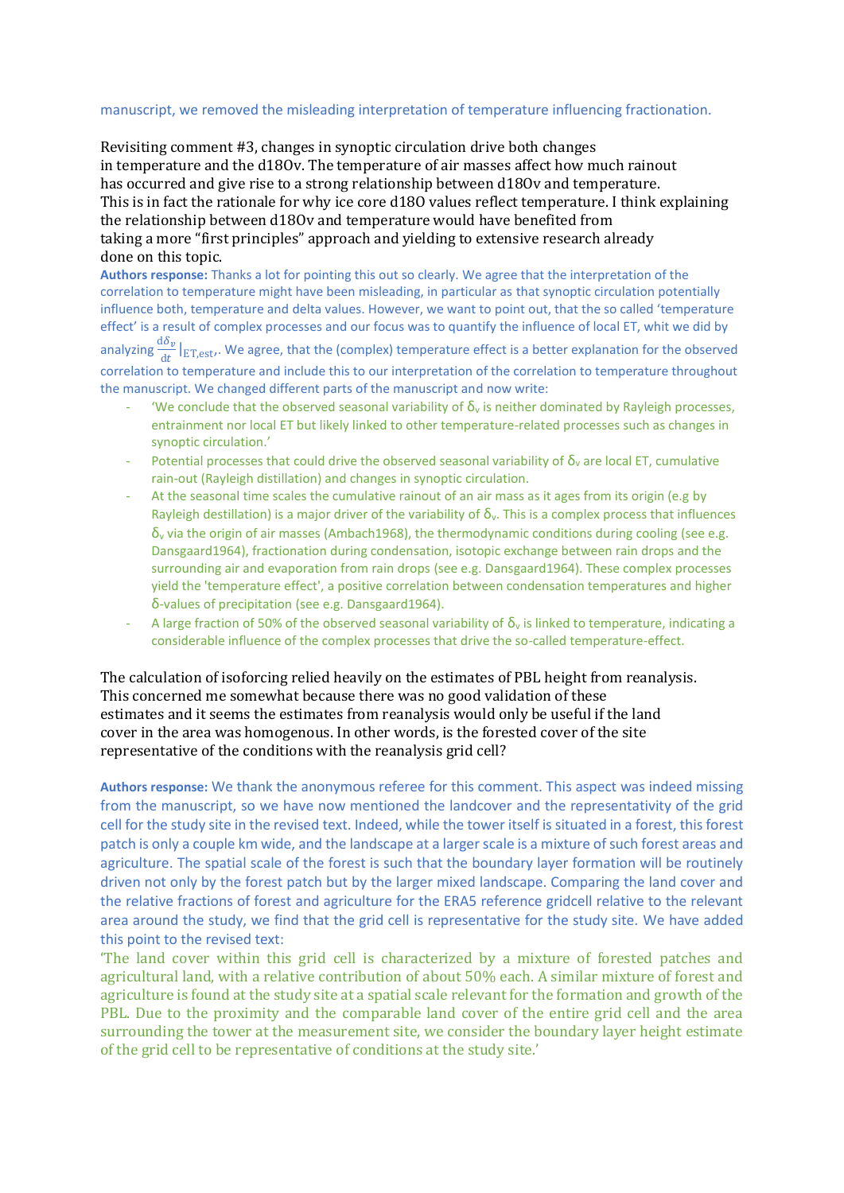manuscript, we removed the misleading interpretation of temperature influencing fractionation.

Revisiting comment #3, changes in synoptic circulation drive both changes in temperature and the d18Ov. The temperature of air masses affect how much rainout has occurred and give rise to a strong relationship between d18Ov and temperature. This is in fact the rationale for why ice core d18O values reflect temperature. I think explaining the relationship between d18Ov and temperature would have benefited from taking a more "first principles" approach and yielding to extensive research already done on this topic.

**Authors response:** Thanks a lot for pointing this out so clearly. We agree that the interpretation of the correlation to temperature might have been misleading, in particular as that synoptic circulation potentially influence both, temperature and delta values. However, we want to point out, that the so called 'temperature effect' is a result of complex processes and our focus was to quantify the influence of local ET, whit we did by analyzing $\frac{d\delta_v}{dt}|_{ET,est}$. We agree, that the (complex) temperature effect is a better explanation for the observed correlation to temperature and include this to our interpretation of the correlation to temperature throughout the manuscript. We changed different parts of the manuscript and now write:

- 'We conclude that the observed seasonal variability of $\delta_v$ is neither dominated by Rayleigh processes, entrainment nor local ET but likely linked to other temperature-related processes such as changes in synoptic circulation.'
- Potential processes that could drive the observed seasonal variability of $\delta_v$ are local ET, cumulative rain-out (Rayleigh distillation) and changes in synoptic circulation.
- At the seasonal time scales the cumulative rainout of an air mass as it ages from its origin (e.g by Rayleigh destillation) is a major driver of the variability of $\delta_v$. This is a complex process that influences $\delta_v$ via the origin of air masses (Ambach1968), the thermodynamic conditions during cooling (see e.g. Dansgaard1964), fractionation during condensation, isotopic exchange between rain drops and the surrounding air and evaporation from rain drops (see e.g. Dansgaard1964). These complex processes yield the 'temperature effect', a positive correlation between condensation temperatures and higher δ-values of precipitation (see e.g. Dansgaard1964).
- A large fraction of 50% of the observed seasonal variability of $\delta_v$ is linked to temperature, indicating a considerable influence of the complex processes that drive the so-called temperature-effect.

The calculation of isoforcing relied heavily on the estimates of PBL height from reanalysis. This concerned me somewhat because there was no good validation of these estimates and it seems the estimates from reanalysis would only be useful if the land cover in the area was homogenous. In other words, is the forested cover of the site representative of the conditions with the reanalysis grid cell?

**Authors response:** We thank the anonymous referee for this comment. This aspect was indeed missing from the manuscript, so we have now mentioned the landcover and the representativity of the grid cell for the study site in the revised text. Indeed, while the tower itself is situated in a forest, this forest patch is only a couple km wide, and the landscape at a larger scale is a mixture of such forest areas and agriculture. The spatial scale of the forest is such that the boundary layer formation will be routinely driven not only by the forest patch but by the larger mixed landscape. Comparing the land cover and the relative fractions of forest and agriculture for the ERA5 reference gridcell relative to the relevant area around the study, we find that the grid cell is representative for the study site. We have added this point to the revised text:

'The land cover within this grid cell is characterized by a mixture of forested patches and agricultural land, with a relative contribution of about 50% each. A similar mixture of forest and agriculture is found at the study site at a spatial scale relevant for the formation and growth of the PBL. Due to the proximity and the comparable land cover of the entire grid cell and the area surrounding the tower at the measurement site, we consider the boundary layer height estimate of the grid cell to be representative of conditions at the study site.'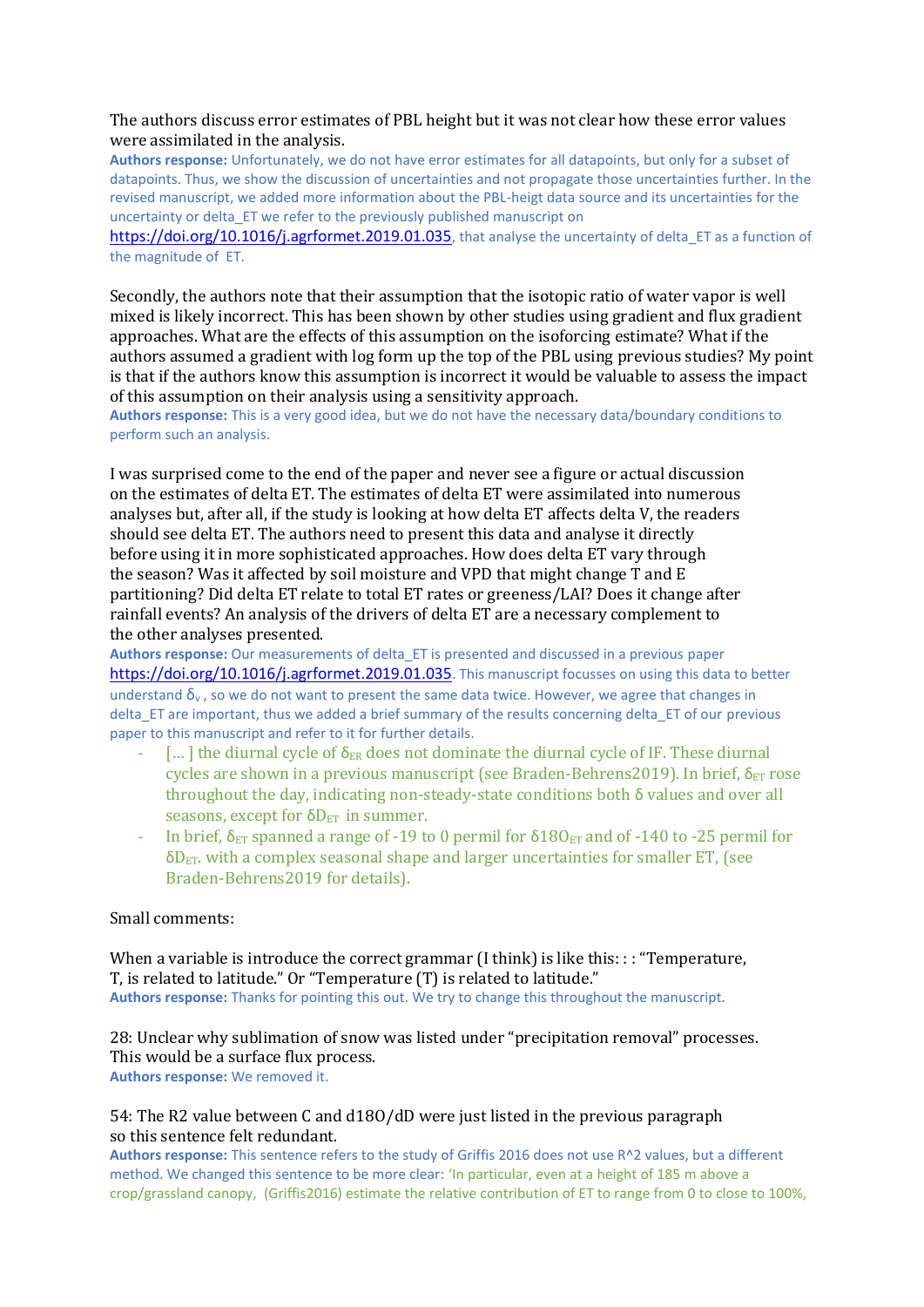The authors discuss error estimates of PBL height but it was not clear how these error values were assimilated in the analysis.

**Authors response:** Unfortunately, we do not have error estimates for all datapoints, but only for a subset of datapoints. Thus, we show the discussion of uncertainties and not propagate those uncertainties further. In the revised manuscript, we added more information about the PBL-heigt data source and its uncertainties for the uncertainty or delta_ET we refer to the previously published manuscript on https://doi.org/10.1016/j.agrformet.2019.01.035, that analyse the uncertainty of delta_ET as a function of the magnitude of ET.

Secondly, the authors note that their assumption that the isotopic ratio of water vapor is well mixed is likely incorrect. This has been shown by other studies using gradient and flux gradient approaches. What are the effects of this assumption on the isoforcing estimate? What if the authors assumed a gradient with log form up the top of the PBL using previous studies? My point is that if the authors know this assumption is incorrect it would be valuable to assess the impact of this assumption on their analysis using a sensitivity approach.

**Authors response:** This is a very good idea, but we do not have the necessary data/boundary conditions to perform such an analysis.

I was surprised come to the end of the paper and never see a figure or actual discussion on the estimates of delta ET. The estimates of delta ET were assimilated into numerous analyses but, after all, if the study is looking at how delta ET affects delta V, the readers should see delta ET. The authors need to present this data and analyse it directly before using it in more sophisticated approaches. How does delta ET vary through the season? Was it affected by soil moisture and VPD that might change T and E partitioning? Did delta ET relate to total ET rates or greeness/LAI? Does it change after rainfall events? An analysis of the drivers of delta ET are a necessary complement to the other analyses presented.

**Authors response:** Our measurements of delta_ET is presented and discussed in a previous paper https://doi.org/10.1016/j.agrformet.2019.01.035. This manuscript focusses on using this data to better understand $\delta_v$, so we do not want to present the same data twice. However, we agree that changes in delta_ET are important, thus we added a brief summary of the results concerning delta_ET of our previous paper to this manuscript and refer to it for further details.

- [...] the diurnal cycle of $\delta_{ER}$ does not dominate the diurnal cycle of IF. These diurnal cycles are shown in a previous manuscript (see Braden-Behrens2019). In brief, $\delta_{ET}$ rose throughout the day, indicating non-steady-state conditions both $\delta$ values and over all seasons, except for $\delta D_{ET}$ in summer.
- In brief, $\delta_{ET}$ spanned a range of -19 to 0 permil for $\delta 18O_{ET}$ and of -140 to -25 permil for $\delta D_{ET}$. with a complex seasonal shape and larger uncertainties for smaller ET, (see Braden-Behrens2019 for details).

Small comments:

When a variable is introduce the correct grammar (I think) is like this: : : "Temperature, T, is related to latitude." Or "Temperature (T) is related to latitude."

**Authors response:** Thanks for pointing this out. We try to change this throughout the manuscript.

28: Unclear why sublimation of snow was listed under "precipitation removal" processes. This would be a surface flux process.

**Authors response:** We removed it.

54: The R2 value between C and d18O/dD were just listed in the previous paragraph so this sentence felt redundant.

**Authors response:** This sentence refers to the study of Griffis 2016 does not use R^2 values, but a different method. We changed this sentence to be more clear: 'In particular, even at a height of 185 m above a crop/grassland canopy, (Griffis2016) estimate the relative contribution of ET to range from 0 to close to 100%,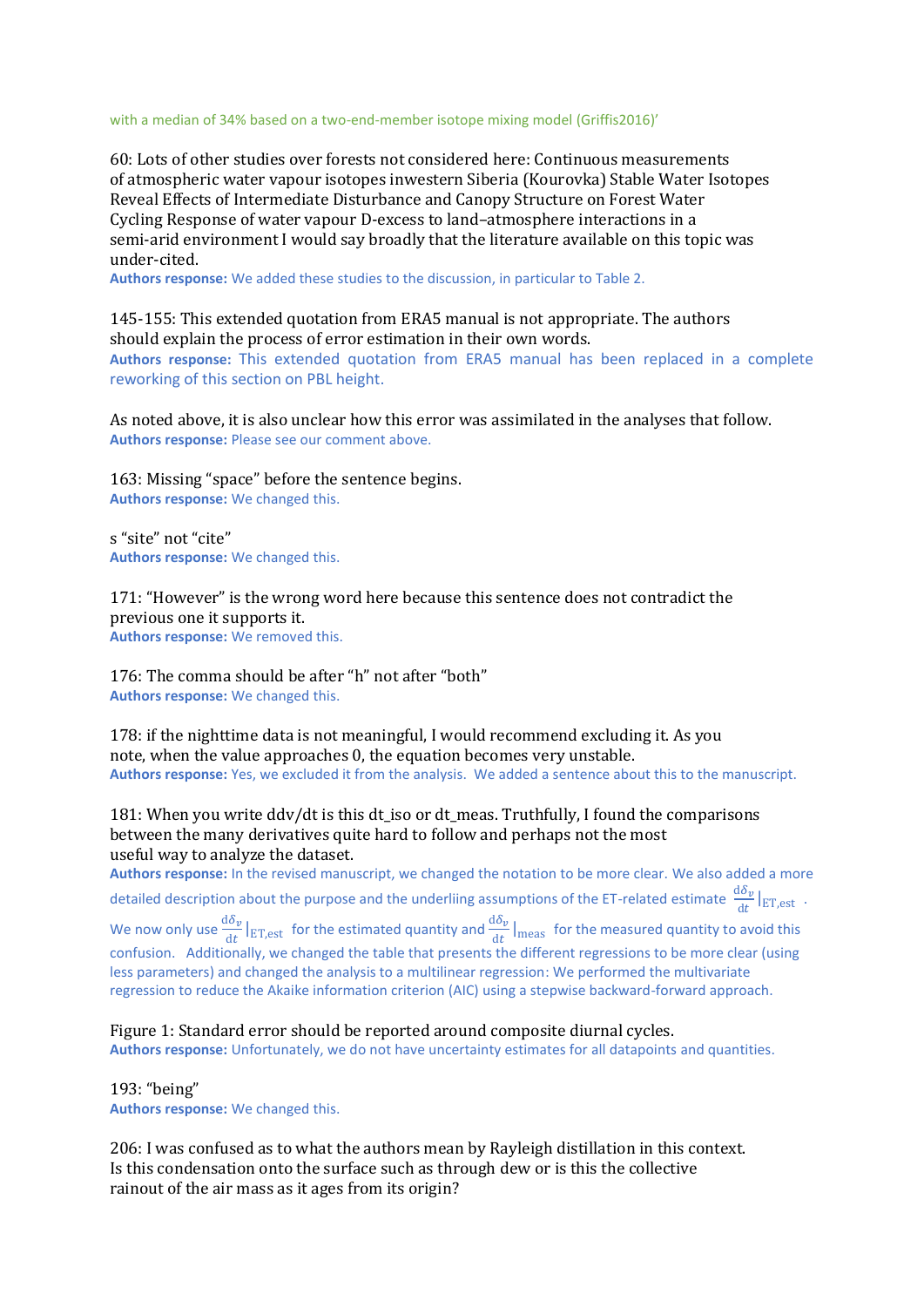with a median of 34% based on a two-end-member isotope mixing model (Griffis2016)'

60: Lots of other studies over forests not considered here: Continuous measurements of atmospheric water vapour isotopes inwestern Siberia (Kourovka) Stable Water Isotopes Reveal Effects of Intermediate Disturbance and Canopy Structure on Forest Water Cycling Response of water vapour D-excess to land–atmosphere interactions in a semi-arid environment I would say broadly that the literature available on this topic was under-cited.

**Authors response:** We added these studies to the discussion, in particular to Table 2.

145-155: This extended quotation from ERA5 manual is not appropriate. The authors should explain the process of error estimation in their own words.

**Authors response:** This extended quotation from ERA5 manual has been replaced in a complete reworking of this section on PBL height.

As noted above, it is also unclear how this error was assimilated in the analyses that follow.

**Authors response:** Please see our comment above.

163: Missing "space" before the sentence begins.

**Authors response:** We changed this.

s "site" not "cite"

**Authors response:** We changed this.

171: "However" is the wrong word here because this sentence does not contradict the previous one it supports it.

**Authors response:** We removed this.

176: The comma should be after "h" not after "both"

**Authors response:** We changed this.

178: if the nighttime data is not meaningful, I would recommend excluding it. As you note, when the value approaches 0, the equation becomes very unstable.

**Authors response:** Yes, we excluded it from the analysis. We added a sentence about this to the manuscript.

181: When you write ddv/dt is this dt_iso or dt_meas. Truthfully, I found the comparisons between the many derivatives quite hard to follow and perhaps not the most useful way to analyze the dataset.

**Authors response:** In the revised manuscript, we changed the notation to be more clear. We also added a more detailed description about the purpose and the underliing assumptions of the ET-related estimate $\frac{\mathrm{d}\delta_v}{\mathrm{d}t}|_{\mathrm{ET,est}}$. We now only use $\frac{\mathrm{d}\delta_v}{\mathrm{d}t}|_{\mathrm{ET,est}}$ for the estimated quantity and $\frac{\mathrm{d}\delta_v}{\mathrm{d}t}|_{\mathrm{meas}}$ for the measured quantity to avoid this confusion. Additionally, we changed the table that presents the different regressions to be more clear (using less parameters) and changed the analysis to a multilinear regression: We performed the multivariate regression to reduce the Akaike information criterion (AIC) using a stepwise backward-forward approach.

Figure 1: Standard error should be reported around composite diurnal cycles.

**Authors response:** Unfortunately, we do not have uncertainty estimates for all datapoints and quantities.

193: "being"

**Authors response:** We changed this.

206: I was confused as to what the authors mean by Rayleigh distillation in this context. Is this condensation onto the surface such as through dew or is this the collective rainout of the air mass as it ages from its origin?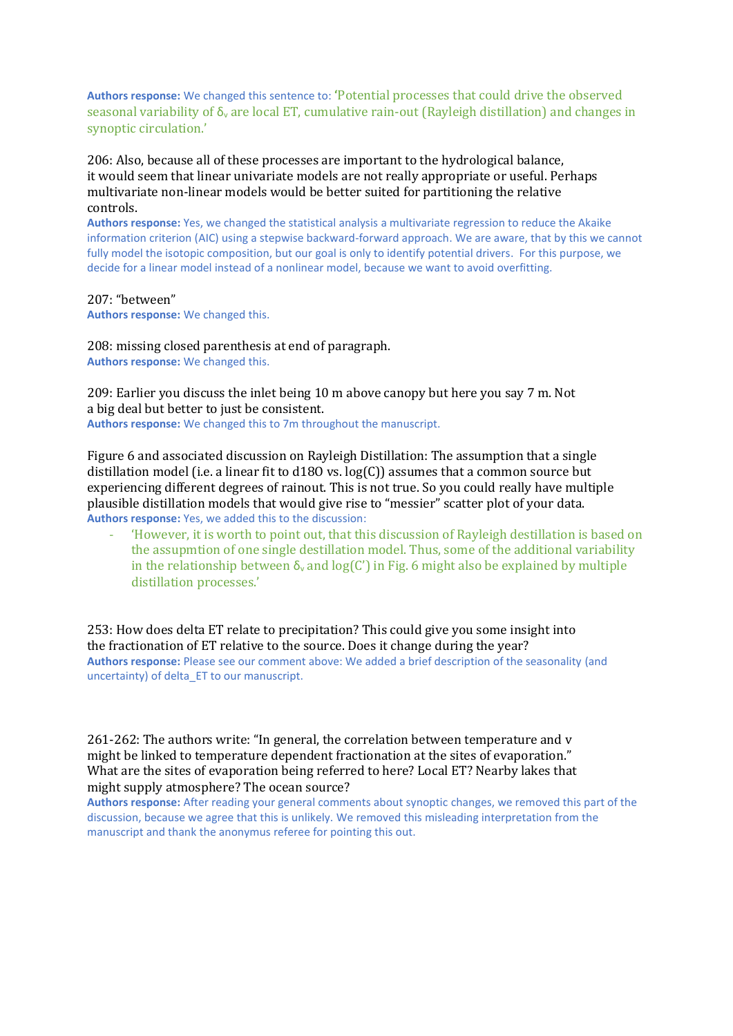**Authors response:** We changed this sentence to: 'Potential processes that could drive the observed seasonal variability of $\delta_v$ are local ET, cumulative rain-out (Rayleigh distillation) and changes in synoptic circulation.'

206: Also, because all of these processes are important to the hydrological balance, it would seem that linear univariate models are not really appropriate or useful. Perhaps multivariate non-linear models would be better suited for partitioning the relative controls.

**Authors response:** Yes, we changed the statistical analysis a multivariate regression to reduce the Akaike information criterion (AIC) using a stepwise backward-forward approach. We are aware, that by this we cannot fully model the isotopic composition, but our goal is only to identify potential drivers. For this purpose, we decide for a linear model instead of a nonlinear model, because we want to avoid overfitting.

207: "between"

**Authors response:** We changed this.

208: missing closed parenthesis at end of paragraph.

**Authors response:** We changed this.

209: Earlier you discuss the inlet being 10 m above canopy but here you say 7 m. Not a big deal but better to just be consistent.

**Authors response:** We changed this to 7m throughout the manuscript.

Figure 6 and associated discussion on Rayleigh Distillation: The assumption that a single distillation model (i.e. a linear fit to d18O vs. log(C)) assumes that a common source but experiencing different degrees of rainout. This is not true. So you could really have multiple plausible distillation models that would give rise to "messier" scatter plot of your data.

**Authors response:** Yes, we added this to the discussion:

- 'However, it is worth to point out, that this discussion of Rayleigh destillation is based on the assupmtion of one single destillation model. Thus, some of the additional variability in the relationship between $\delta_v$ and log(C') in Fig. 6 might also be explained by multiple distillation processes.'

253: How does delta ET relate to precipitation? This could give you some insight into the fractionation of ET relative to the source. Does it change during the year?

**Authors response:** Please see our comment above: We added a brief description of the seasonality (and uncertainty) of delta_ET to our manuscript.

261-262: The authors write: "In general, the correlation between temperature and v might be linked to temperature dependent fractionation at the sites of evaporation." What are the sites of evaporation being referred to here? Local ET? Nearby lakes that might supply atmosphere? The ocean source?

**Authors response:** After reading your general comments about synoptic changes, we removed this part of the discussion, because we agree that this is unlikely. We removed this misleading interpretation from the manuscript and thank the anonymus referee for pointing this out.